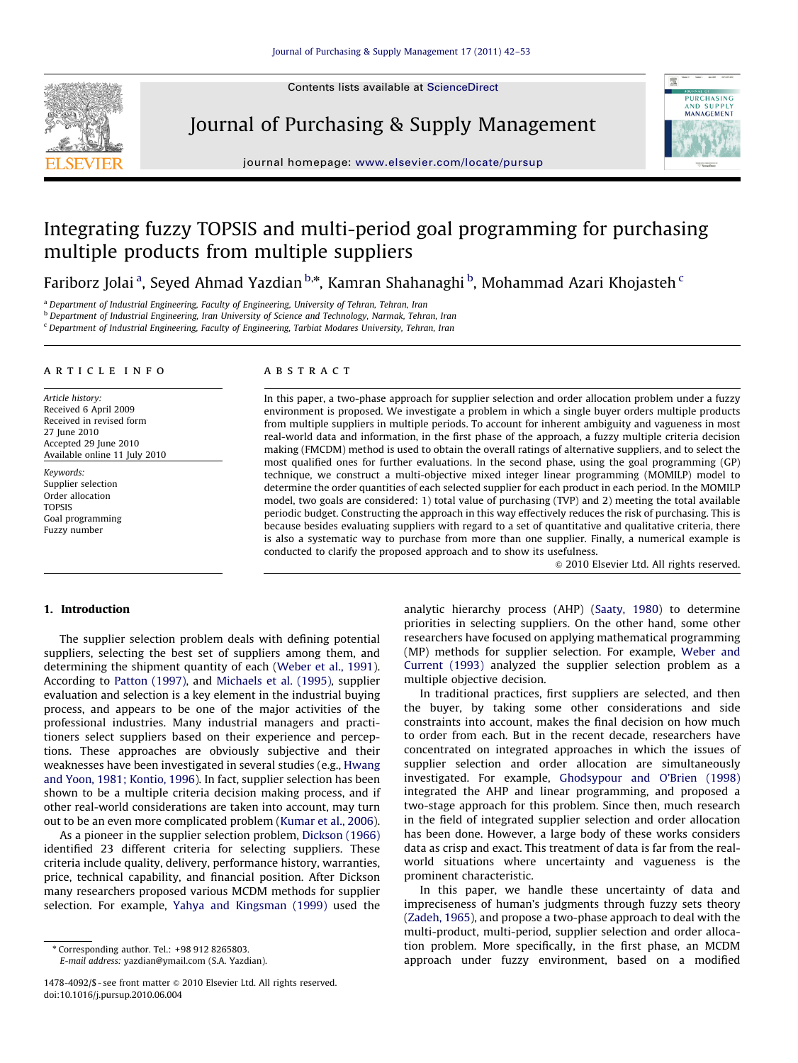# Integrating fuzzy TOPSIS and multi-period goal programming for purchasing multiple products from multiple suppliers

Fariborz Jolai [a], Seyed Ahmad Yazdian [b,*], Kamran Shahanaghi [b], Mohammad Azari Khojasteh [c]

[a] Department of Industrial Engineering, Faculty of Engineering, University of Tehran, Tehran, Iran
[b] Department of Industrial Engineering, Iran University of Science and Technology, Narmak, Tehran, Iran
[c] Department of Industrial Engineering, Faculty of Engineering, Tarbiat Modares University, Tehran, Iran

**ARTICLE INFO**

*Article history:*
Received 6 April 2009
Received in revised form 27 June 2010
Accepted 29 June 2010
Available online 11 July 2010

*Keywords:*
Supplier selection
Order allocation
TOPSIS
Goal programming
Fuzzy number

**ABSTRACT**

In this paper, a two-phase approach for supplier selection and order allocation problem under a fuzzy environment is proposed. We investigate a problem in which a single buyer orders multiple products from multiple suppliers in multiple periods. To account for inherent ambiguity and vagueness in most real-world data and information, in the first phase of the approach, a fuzzy multiple criteria decision making (FMCDM) method is used to obtain the overall ratings of alternative suppliers, and to select the most qualified ones for further evaluations. In the second phase, using the goal programming (GP) technique, we construct a multi-objective mixed integer linear programming (MOMILP) model to determine the order quantities of each selected supplier for each product in each period. In the MOMILP model, two goals are considered: 1) total value of purchasing (TVP) and 2) meeting the total available periodic budget. Constructing the approach in this way effectively reduces the risk of purchasing. This is because besides evaluating suppliers with regard to a set of quantitative and qualitative criteria, there is also a systematic way to purchase from more than one supplier. Finally, a numerical example is conducted to clarify the proposed approach and to show its usefulness.

© 2010 Elsevier Ltd. All rights reserved.

## 1. Introduction

The supplier selection problem deals with defining potential suppliers, selecting the best set of suppliers among them, and determining the shipment quantity of each (Weber et al., 1991). According to Patton (1997), and Michaels et al. (1995), supplier evaluation and selection is a key element in the industrial buying process, and appears to be one of the major activities of the professional industries. Many industrial managers and practitioners select suppliers based on their experience and perceptions. These approaches are obviously subjective and their weaknesses have been investigated in several studies (e.g., Hwang and Yoon, 1981; Kontio, 1996). In fact, supplier selection has been shown to be a multiple criteria decision making process, and if other real-world considerations are taken into account, may turn out to be an even more complicated problem (Kumar et al., 2006).

As a pioneer in the supplier selection problem, Dickson (1966) identified 23 different criteria for selecting suppliers. These criteria include quality, delivery, performance history, warranties, price, technical capability, and financial position. After Dickson many researchers proposed various MCDM methods for supplier selection. For example, Yahya and Kingsman (1999) used the analytic hierarchy process (AHP) (Saaty, 1980) to determine priorities in selecting suppliers. On the other hand, some other researchers have focused on applying mathematical programming (MP) methods for supplier selection. For example, Weber and Current (1993) analyzed the supplier selection problem as a multiple objective decision.

In traditional practices, first suppliers are selected, and then the buyer, by taking some other considerations and side constraints into account, makes the final decision on how much to order from each. But in the recent decade, researchers have concentrated on integrated approaches in which the issues of supplier selection and order allocation are simultaneously investigated. For example, Ghodsypour and O'Brien (1998) integrated the AHP and linear programming, and proposed a two-stage approach for this problem. Since then, much research in the field of integrated supplier selection and order allocation has been done. However, a large body of these works considers data as crisp and exact. This treatment of data is far from the real-world situations where uncertainty and vagueness is the prominent characteristic.

In this paper, we handle these uncertainty of data and impreciseness of human's judgments through fuzzy sets theory (Zadeh, 1965), and propose a two-phase approach to deal with the multi-product, multi-period, supplier selection and order allocation problem. More specifically, in the first phase, an MCDM approach under fuzzy environment, based on a modified

* Corresponding author. Tel.: +98 912 8265803.
E-mail address: yazdian@ymail.com (S.A. Yazdian).

1478-4092/$ - see front matter © 2010 Elsevier Ltd. All rights reserved.
doi:10.1016/j.pursup.2010.06.004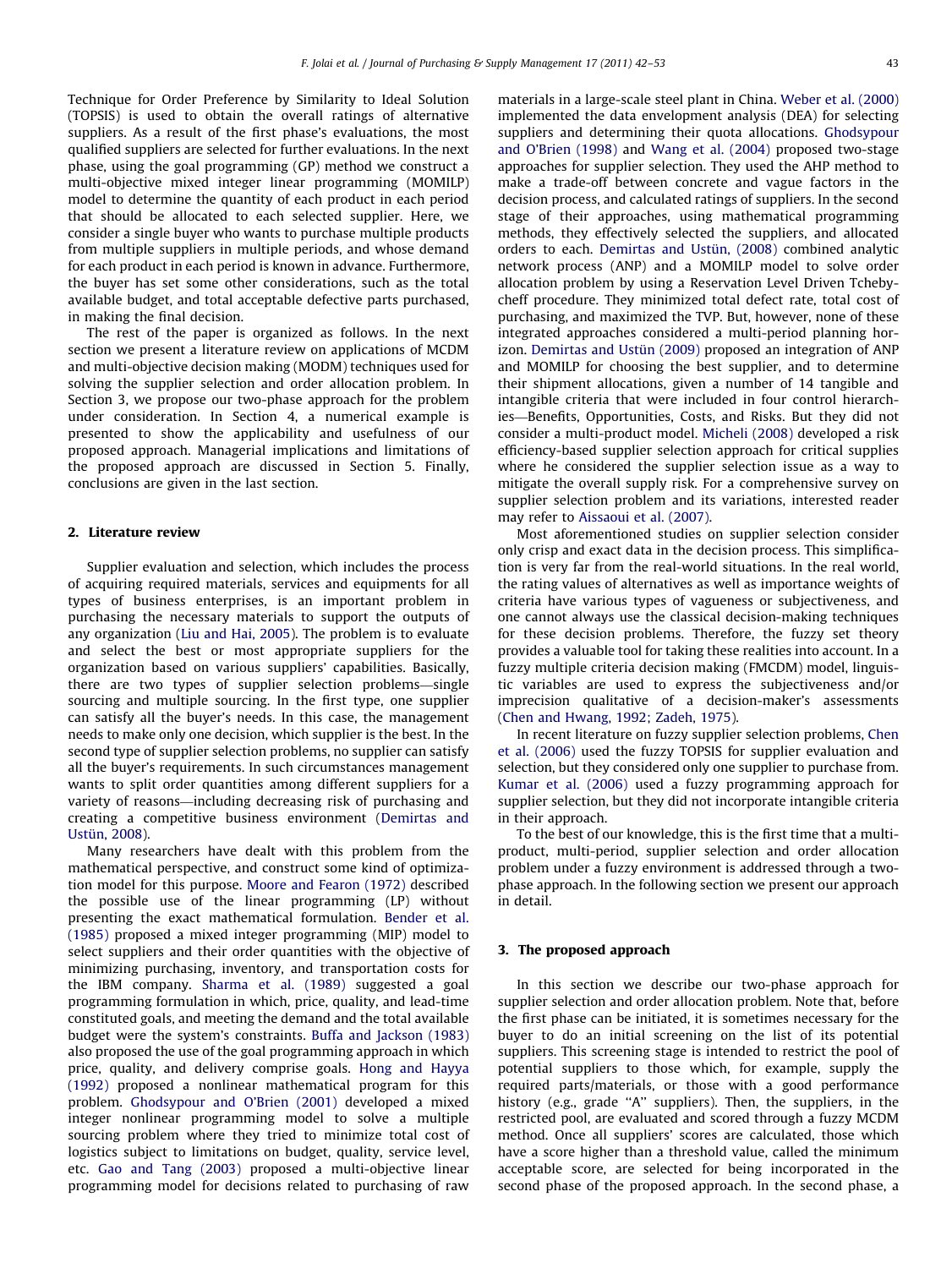Technique for Order Preference by Similarity to Ideal Solution (TOPSIS) is used to obtain the overall ratings of alternative suppliers. As a result of the first phase's evaluations, the most qualified suppliers are selected for further evaluations. In the next phase, using the goal programming (GP) method we construct a multi-objective mixed integer linear programming (MOMILP) model to determine the quantity of each product in each period that should be allocated to each selected supplier. Here, we consider a single buyer who wants to purchase multiple products from multiple suppliers in multiple periods, and whose demand for each product in each period is known in advance. Furthermore, the buyer has set some other considerations, such as the total available budget, and total acceptable defective parts purchased, in making the final decision.

The rest of the paper is organized as follows. In the next section we present a literature review on applications of MCDM and multi-objective decision making (MODM) techniques used for solving the supplier selection and order allocation problem. In Section 3, we propose our two-phase approach for the problem under consideration. In Section 4, a numerical example is presented to show the applicability and usefulness of our proposed approach. Managerial implications and limitations of the proposed approach are discussed in Section 5. Finally, conclusions are given in the last section.

## 2. Literature review

Supplier evaluation and selection, which includes the process of acquiring required materials, services and equipments for all types of business enterprises, is an important problem in purchasing the necessary materials to support the outputs of any organization (Liu and Hai, 2005). The problem is to evaluate and select the best or most appropriate suppliers for the organization based on various suppliers' capabilities. Basically, there are two types of supplier selection problems—single sourcing and multiple sourcing. In the first type, one supplier can satisfy all the buyer's needs. In this case, the management needs to make only one decision, which supplier is the best. In the second type of supplier selection problems, no supplier can satisfy all the buyer's requirements. In such circumstances management wants to split order quantities among different suppliers for a variety of reasons—including decreasing risk of purchasing and creating a competitive business environment (Demirtas and Ustün, 2008).

Many researchers have dealt with this problem from the mathematical perspective, and construct some kind of optimization model for this purpose. Moore and Fearon (1972) described the possible use of the linear programming (LP) without presenting the exact mathematical formulation. Bender et al. (1985) proposed a mixed integer programming (MIP) model to select suppliers and their order quantities with the objective of minimizing purchasing, inventory, and transportation costs for the IBM company. Sharma et al. (1989) suggested a goal programming formulation in which, price, quality, and lead-time constituted goals, and meeting the demand and the total available budget were the system's constraints. Buffa and Jackson (1983) also proposed the use of the goal programming approach in which price, quality, and delivery comprise goals. Hong and Hayya (1992) proposed a nonlinear mathematical program for this problem. Ghodsypour and O'Brien (2001) developed a mixed integer nonlinear programming model to solve a multiple sourcing problem where they tried to minimize total cost of logistics subject to limitations on budget, quality, service level, etc. Gao and Tang (2003) proposed a multi-objective linear programming model for decisions related to purchasing of raw materials in a large-scale steel plant in China. Weber et al. (2000) implemented the data envelopment analysis (DEA) for selecting suppliers and determining their quota allocations. Ghodsypour and O'Brien (1998) and Wang et al. (2004) proposed two-stage approaches for supplier selection. They used the AHP method to make a trade-off between concrete and vague factors in the decision process, and calculated ratings of suppliers. In the second stage of their approaches, using mathematical programming methods, they effectively selected the suppliers, and allocated orders to each. Demirtas and Ustün, (2008) combined analytic network process (ANP) and a MOMILP model to solve order allocation problem by using a Reservation Level Driven Tchebycheff procedure. They minimized total defect rate, total cost of purchasing, and maximized the TVP. But, however, none of these integrated approaches considered a multi-period planning horizon. Demirtas and Ustün (2009) proposed an integration of ANP and MOMILP for choosing the best supplier, and to determine their shipment allocations, given a number of 14 tangible and intangible criteria that were included in four control hierarchies—Benefits, Opportunities, Costs, and Risks. But they did not consider a multi-product model. Micheli (2008) developed a risk efficiency-based supplier selection approach for critical supplies where he considered the supplier selection issue as a way to mitigate the overall supply risk. For a comprehensive survey on supplier selection problem and its variations, interested reader may refer to Aissaoui et al. (2007).

Most aforementioned studies on supplier selection consider only crisp and exact data in the decision process. This simplification is very far from the real-world situations. In the real world, the rating values of alternatives as well as importance weights of criteria have various types of vagueness or subjectiveness, and one cannot always use the classical decision-making techniques for these decision problems. Therefore, the fuzzy set theory provides a valuable tool for taking these realities into account. In a fuzzy multiple criteria decision making (FMCDM) model, linguistic variables are used to express the subjectiveness and/or imprecision qualitative of a decision-maker's assessments (Chen and Hwang, 1992; Zadeh, 1975).

In recent literature on fuzzy supplier selection problems, Chen et al. (2006) used the fuzzy TOPSIS for supplier evaluation and selection, but they considered only one supplier to purchase from. Kumar et al. (2006) used a fuzzy programming approach for supplier selection, but they did not incorporate intangible criteria in their approach.

To the best of our knowledge, this is the first time that a multi-product, multi-period, supplier selection and order allocation problem under a fuzzy environment is addressed through a two-phase approach. In the following section we present our approach in detail.

## 3. The proposed approach

In this section we describe our two-phase approach for supplier selection and order allocation problem. Note that, before the first phase can be initiated, it is sometimes necessary for the buyer to do an initial screening on the list of its potential suppliers. This screening stage is intended to restrict the pool of potential suppliers to those which, for example, supply the required parts/materials, or those with a good performance history (e.g., grade "A" suppliers). Then, the suppliers, in the restricted pool, are evaluated and scored through a fuzzy MCDM method. Once all suppliers' scores are calculated, those which have a score higher than a threshold value, called the minimum acceptable score, are selected for being incorporated in the second phase of the proposed approach. In the second phase, a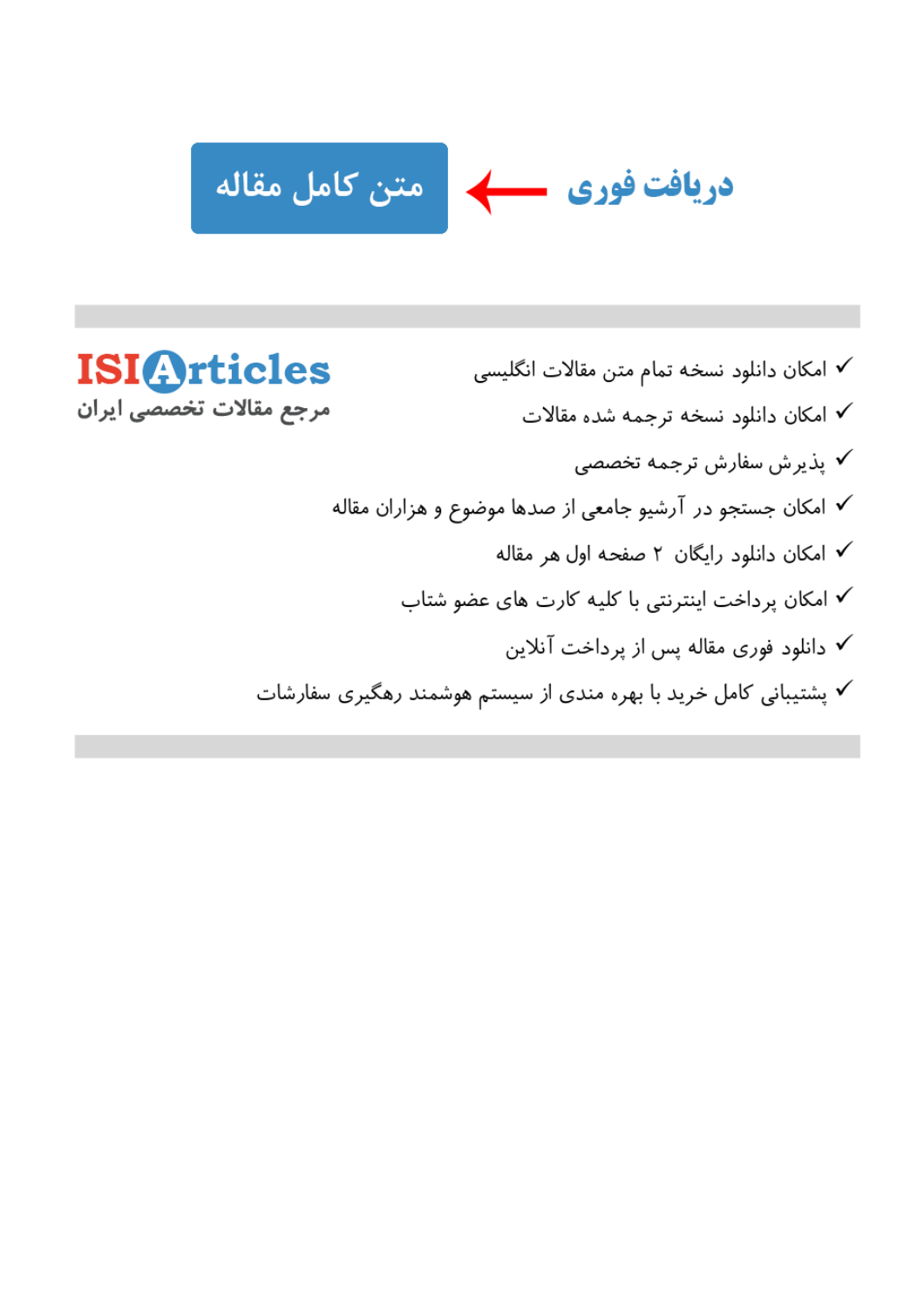دریافت فوری ← متن کامل مقاله

**ISIArticles**
مرجع مقالات تخصصی ایران

- ✓ امکان دانلود نسخه تمام متن مقالات انگلیسی
- ✓ امکان دانلود نسخه ترجمه شده مقالات
- ✓ پذیرش سفارش ترجمه تخصصی
- ✓ امکان جستجو در آرشیو جامعی از صدها موضوع و هزاران مقاله
- ✓ امکان دانلود رایگان ۲ صفحه اول هر مقاله
- ✓ امکان پرداخت اینترنتی با کلیه کارت های عضو شتاب
- ✓ دانلود فوری مقاله پس از پرداخت آنلاین
- ✓ پشتیبانی کامل خرید با بهره مندی از سیستم هوشمند رهگیری سفارشات